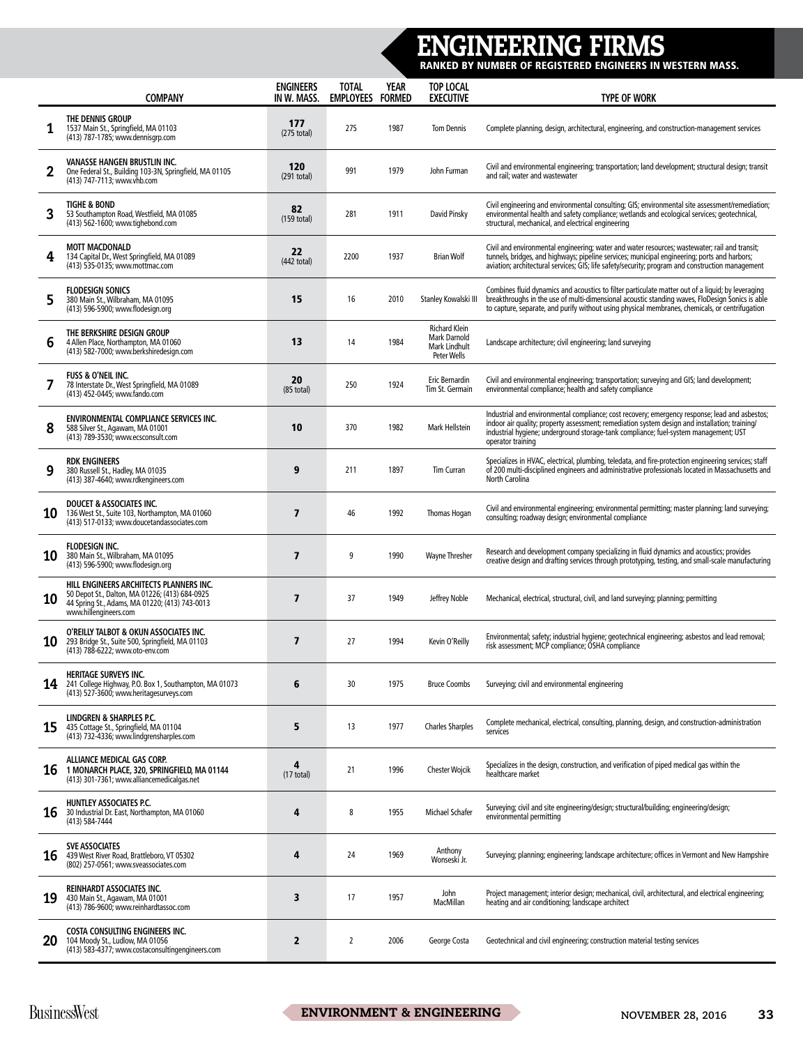# ENGINEERING FIRMS

**RANKED BY NUMBER OF REGISTERED ENGINEERS IN WESTERN MASS.**

| | COMPANY | ENGINEERS IN W. MASS. | TOTAL EMPLOYEES | YEAR FORMED | TOP LOCAL EXECUTIVE | TYPE OF WORK |
|---|---|---|---|---|---|---|
| 1 | **THE DENNIS GROUP** 1537 Main St., Springfield, MA 01103 (413) 787-1785; www.dennisgrp.com | **177** (275 total) | 275 | 1987 | Tom Dennis | Complete planning, design, architectural, engineering, and construction-management services |
| 2 | **VANASSE HANGEN BRUSTLIN INC.** One Federal St., Building 103-3N, Springfield, MA 01105 (413) 747-7113; www.vhb.com | **120** (291 total) | 991 | 1979 | John Furman | Civil and environmental engineering; transportation; land development; structural design; transit and rail; water and wastewater |
| 3 | **TIGHE & BOND** 53 Southampton Road, Westfield, MA 01085 (413) 562-1600; www.tighebond.com | **82** (159 total) | 281 | 1911 | David Pinsky | Civil engineering and environmental consulting; GIS; environmental site assessment/remediation; environmental health and safety compliance; wetlands and ecological services; geotechnical, structural, mechanical, and electrical engineering |
| 4 | **MOTT MACDONALD** 134 Capital Dr., West Springfield, MA 01089 (413) 535-0135; www.mottmac.com | **22** (442 total) | 2200 | 1937 | Brian Wolf | Civil and environmental engineering; water and water resources; wastewater; rail and transit; tunnels, bridges, and highways; pipeline services; municipal engineering; ports and harbors; aviation; architectural services; GIS; life safety/security; program and construction management |
| 5 | **FLODESIGN SONICS** 380 Main St., Wilbraham, MA 01095 (413) 596-5900; www.flodesign.org | **15** | 16 | 2010 | Stanley Kowalski III | Combines fluid dynamics and acoustics to filter particulate matter out of a liquid; by leveraging breakthroughs in the use of multi-dimensional acoustic standing waves, FloDesign Sonics is able to capture, separate, and purify without using physical membranes, chemicals, or centrifugation |
| 6 | **THE BERKSHIRE DESIGN GROUP** 4 Allen Place, Northampton, MA 01060 (413) 582-7000; www.berkshiredesign.com | **13** | 14 | 1984 | Richard Klein, Mark Darnold, Mark Lindhult, Peter Wells | Landscape architecture; civil engineering; land surveying |
| 7 | **FUSS & O'NEIL INC.** 78 Interstate Dr., West Springfield, MA 01089 (413) 452-0445; www.fando.com | **20** (85 total) | 250 | 1924 | Eric Bernardin, Tim St. Germain | Civil and environmental engineering; transportation; surveying and GIS; land development; environmental compliance; health and safety compliance |
| 8 | **ENVIRONMENTAL COMPLIANCE SERVICES INC.** 588 Silver St., Agawam, MA 01001 (413) 789-3530; www.ecsconsult.com | **10** | 370 | 1982 | Mark Hellstein | Industrial and environmental compliance; cost recovery; emergency response; lead and asbestos; indoor air quality; property assessment; remediation system design and installation; training/industrial hygiene; underground storage-tank compliance; fuel-system management; UST operator training |
| 9 | **RDK ENGINEERS** 380 Russell St., Hadley, MA 01035 (413) 387-4640; www.rdkengineers.com | **9** | 211 | 1897 | Tim Curran | Specializes in HVAC, electrical, plumbing, teledata, and fire-protection engineering services; staff of 200 multi-disciplined engineers and administrative professionals located in Massachusetts and North Carolina |
| 10 | **DOUCET & ASSOCIATES INC.** 136 West St., Suite 103, Northampton, MA 01060 (413) 517-0133; www.doucetandassociates.com | **7** | 46 | 1992 | Thomas Hogan | Civil and environmental engineering; environmental permitting; master planning; land surveying; consulting; roadway design; environmental compliance |
| 10 | **FLODESIGN INC.** 380 Main St., Wilbraham, MA 01095 (413) 596-5900; www.flodesign.org | **7** | 9 | 1990 | Wayne Thresher | Research and development company specializing in fluid dynamics and acoustics; provides creative design and drafting services through prototyping, testing, and small-scale manufacturing |
| 10 | **HILL ENGINEERS ARCHITECTS PLANNERS INC.** 50 Depot St., Dalton, MA 01226; (413) 684-0925 44 Spring St., Adams, MA 01220; (413) 743-0013 www.hillengineers.com | **7** | 37 | 1949 | Jeffrey Noble | Mechanical, electrical, structural, civil, and land surveying; planning; permitting |
| 10 | **O'REILLY TALBOT & OKUN ASSOCIATES INC.** 293 Bridge St., Suite 500, Springfield, MA 01103 (413) 788-6222; www.oto-env.com | **7** | 27 | 1994 | Kevin O'Reilly | Environmental; safety; industrial hygiene; geotechnical engineering; asbestos and lead removal; risk assessment; MCP compliance; OSHA compliance |
| 14 | **HERITAGE SURVEYS INC.** 241 College Highway, P.O. Box 1, Southampton, MA 01073 (413) 527-3600; www.heritagesurveys.com | **6** | 30 | 1975 | Bruce Coombs | Surveying; civil and environmental engineering |
| 15 | **LINDGREN & SHARPLES P.C.** 435 Cottage St., Springfield, MA 01104 (413) 732-4336; www.lindgrensharples.com | **5** | 13 | 1977 | Charles Sharples | Complete mechanical, electrical, consulting, planning, design, and construction-administration services |
| 16 | **ALLIANCE MEDICAL GAS CORP.** 1 MONARCH PLACE, 320, SPRINGFIELD, MA 01144 (413) 301-7361; www.alliancemedicalgas.net | **4** (17 total) | 21 | 1996 | Chester Wojcik | Specializes in the design, construction, and verification of piped medical gas within the healthcare market |
| 16 | **HUNTLEY ASSOCIATES P.C.** 30 Industrial Dr. East, Northampton, MA 01060 (413) 584-7444 | **4** | 8 | 1955 | Michael Schafer | Surveying; civil and site engineering/design; structural/building; engineering/design; environmental permitting |
| 16 | **SVE ASSOCIATES** 439 West River Road, Brattleboro, VT 05302 (802) 257-0561; www.sveassociates.com | **4** | 24 | 1969 | Anthony Wonseski Jr. | Surveying; planning; engineering; landscape architecture; offices in Vermont and New Hampshire |
| 19 | **REINHARDT ASSOCIATES INC.** 430 Main St., Agawam, MA 01001 (413) 786-9600; www.reinhardtassoc.com | **3** | 17 | 1957 | John MacMillan | Project management; interior design; mechanical, civil, architectural, and electrical engineering; heating and air conditioning; landscape architect |
| 20 | **COSTA CONSULTING ENGINEERS INC.** 104 Moody St., Ludlow, MA 01056 (413) 583-4377; www.costaconsultingengineers.com | **2** | 2 | 2006 | George Costa | Geotechnical and civil engineering; construction material testing services |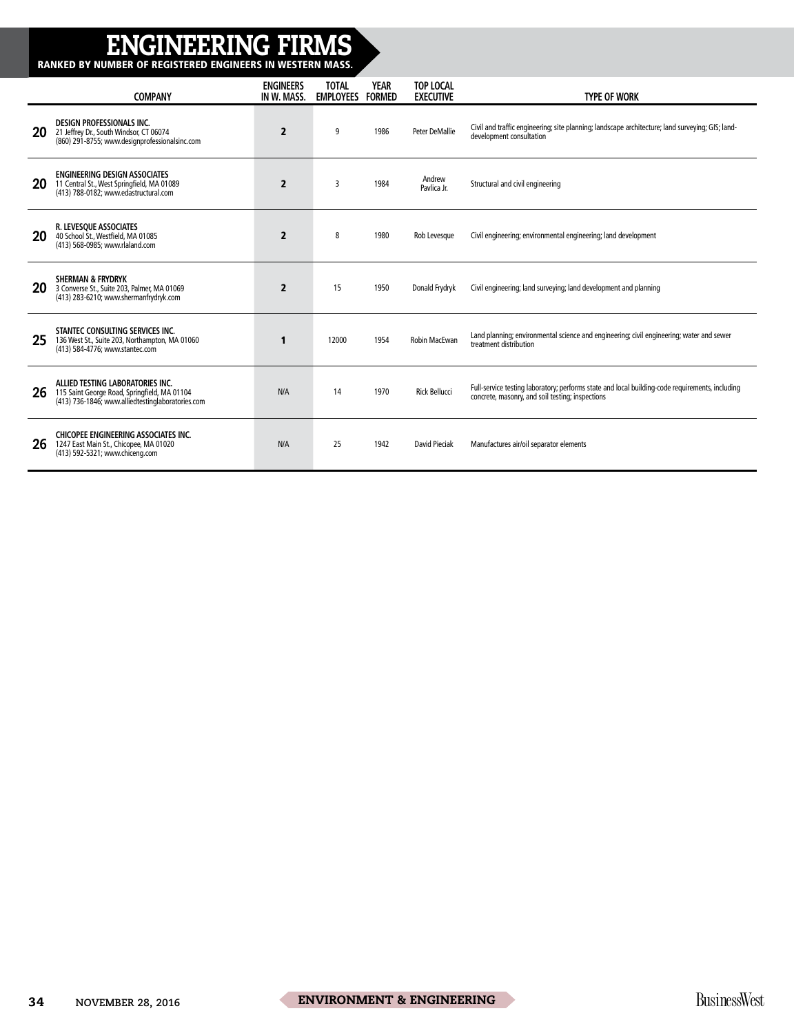# ENGINEERING FIRMS

**RANKED BY NUMBER OF REGISTERED ENGINEERS IN WESTERN MASS.**

| | COMPANY | ENGINEERS IN W. MASS. | TOTAL EMPLOYEES | YEAR FORMED | TOP LOCAL EXECUTIVE | TYPE OF WORK |
|---|---|---|---|---|---|---|
| 20 | **DESIGN PROFESSIONALS INC.** 21 Jeffrey Dr., South Windsor, CT 06074 (860) 291-8755; www.designprofessionalsinc.com | 2 | 9 | 1986 | Peter DeMallie | Civil and traffic engineering; site planning; landscape architecture; land surveying; GIS; land-development consultation |
| 20 | **ENGINEERING DESIGN ASSOCIATES** 11 Central St., West Springfield, MA 01089 (413) 788-0182; www.edastructural.com | 2 | 3 | 1984 | Andrew Pavlica Jr. | Structural and civil engineering |
| 20 | **R. LEVESQUE ASSOCIATES** 40 School St., Westfield, MA 01085 (413) 568-0985; www.rlaland.com | 2 | 8 | 1980 | Rob Levesque | Civil engineering; environmental engineering; land development |
| 20 | **SHERMAN & FRYDRYK** 3 Converse St., Suite 203, Palmer, MA 01069 (413) 283-6210; www.shermanfrydryk.com | 2 | 15 | 1950 | Donald Frydryk | Civil engineering; land surveying; land development and planning |
| 25 | **STANTEC CONSULTING SERVICES INC.** 136 West St., Suite 203, Northampton, MA 01060 (413) 584-4776; www.stantec.com | 1 | 12000 | 1954 | Robin MacEwan | Land planning; environmental science and engineering; civil engineering; water and sewer treatment distribution |
| 26 | **ALLIED TESTING LABORATORIES INC.** 115 Saint George Road, Springfield, MA 01104 (413) 736-1846; www.alliedtestinglaboratories.com | N/A | 14 | 1970 | Rick Bellucci | Full-service testing laboratory; performs state and local building-code requirements, including concrete, masonry, and soil testing; inspections |
| 26 | **CHICOPEE ENGINEERING ASSOCIATES INC.** 1247 East Main St., Chicopee, MA 01020 (413) 592-5321; www.chiceng.com | N/A | 25 | 1942 | David Pieciak | Manufactures air/oil separator elements |